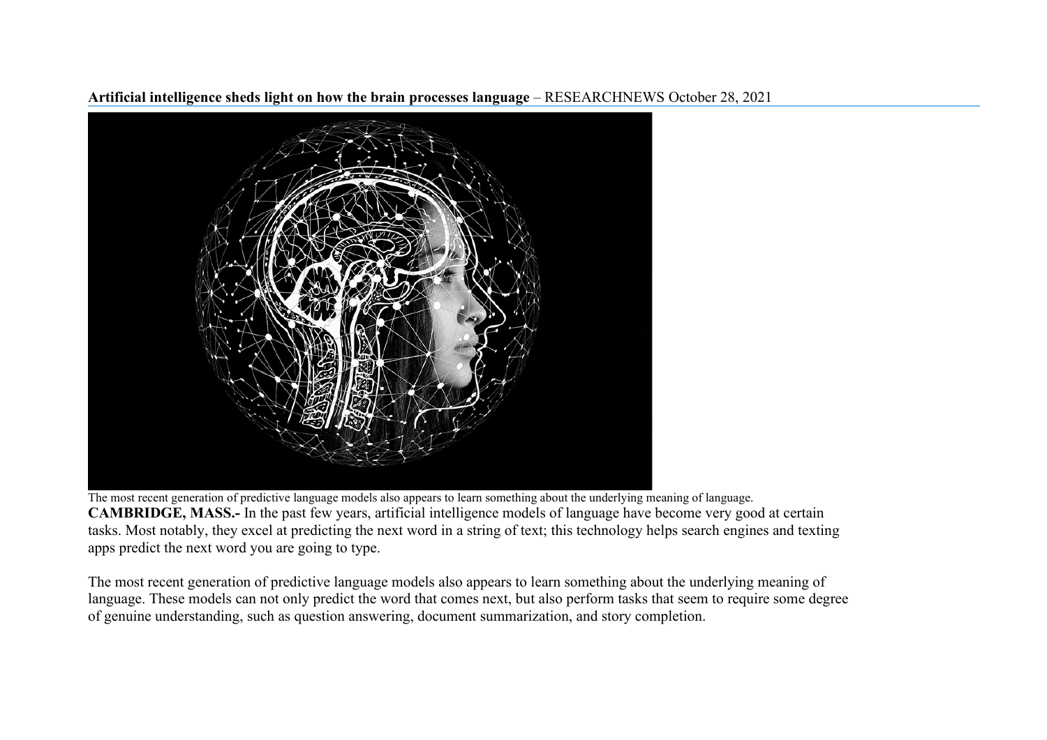**Artificial intelligence sheds light on how the brain processes language** – RESEARCHNEWS October 28, 2021

The most recent generation of predictive language models also appears to learn something about the underlying meaning of language.

**CAMBRIDGE, MASS.-** In the past few years, artificial intelligence models of language have become very good at certain tasks. Most notably, they excel at predicting the next word in a string of text; this technology helps search engines and texting apps predict the next word you are going to type.

The most recent generation of predictive language models also appears to learn something about the underlying meaning of language. These models can not only predict the word that comes next, but also perform tasks that seem to require some degree of genuine understanding, such as question answering, document summarization, and story completion.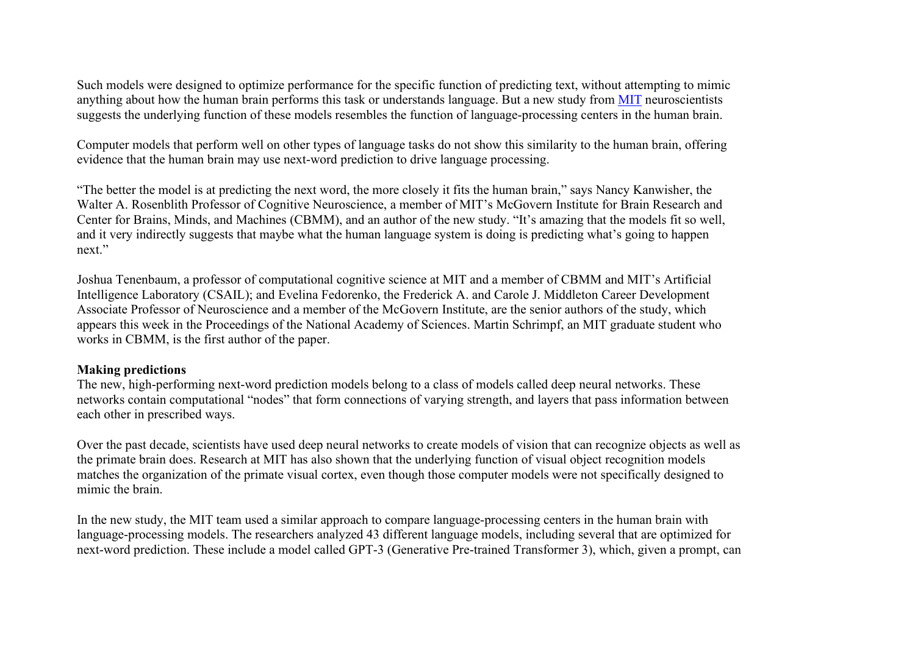Such models were designed to optimize performance for the specific function of predicting text, without attempting to mimic anything about how the human brain performs this task or understands language. But a new study from [MIT](#) neuroscientists suggests the underlying function of these models resembles the function of language-processing centers in the human brain.

Computer models that perform well on other types of language tasks do not show this similarity to the human brain, offering evidence that the human brain may use next-word prediction to drive language processing.

"The better the model is at predicting the next word, the more closely it fits the human brain," says Nancy Kanwisher, the Walter A. Rosenblith Professor of Cognitive Neuroscience, a member of MIT's McGovern Institute for Brain Research and Center for Brains, Minds, and Machines (CBMM), and an author of the new study. "It's amazing that the models fit so well, and it very indirectly suggests that maybe what the human language system is doing is predicting what's going to happen next."

Joshua Tenenbaum, a professor of computational cognitive science at MIT and a member of CBMM and MIT's Artificial Intelligence Laboratory (CSAIL); and Evelina Fedorenko, the Frederick A. and Carole J. Middleton Career Development Associate Professor of Neuroscience and a member of the McGovern Institute, are the senior authors of the study, which appears this week in the Proceedings of the National Academy of Sciences. Martin Schrimpf, an MIT graduate student who works in CBMM, is the first author of the paper.

**Making predictions**

The new, high-performing next-word prediction models belong to a class of models called deep neural networks. These networks contain computational "nodes" that form connections of varying strength, and layers that pass information between each other in prescribed ways.

Over the past decade, scientists have used deep neural networks to create models of vision that can recognize objects as well as the primate brain does. Research at MIT has also shown that the underlying function of visual object recognition models matches the organization of the primate visual cortex, even though those computer models were not specifically designed to mimic the brain.

In the new study, the MIT team used a similar approach to compare language-processing centers in the human brain with language-processing models. The researchers analyzed 43 different language models, including several that are optimized for next-word prediction. These include a model called GPT-3 (Generative Pre-trained Transformer 3), which, given a prompt, can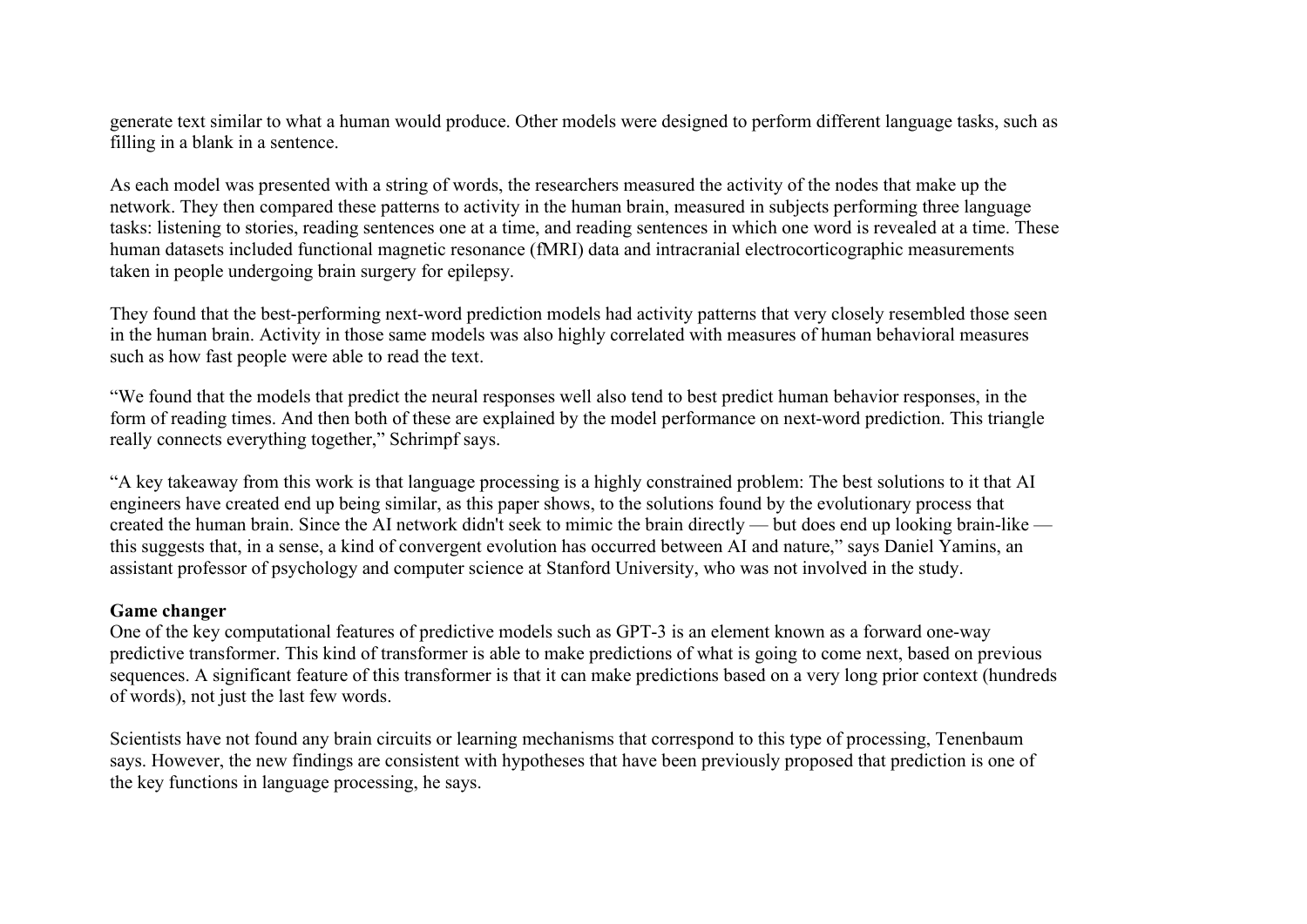generate text similar to what a human would produce. Other models were designed to perform different language tasks, such as filling in a blank in a sentence.

As each model was presented with a string of words, the researchers measured the activity of the nodes that make up the network. They then compared these patterns to activity in the human brain, measured in subjects performing three language tasks: listening to stories, reading sentences one at a time, and reading sentences in which one word is revealed at a time. These human datasets included functional magnetic resonance (fMRI) data and intracranial electrocorticographic measurements taken in people undergoing brain surgery for epilepsy.

They found that the best-performing next-word prediction models had activity patterns that very closely resembled those seen in the human brain. Activity in those same models was also highly correlated with measures of human behavioral measures such as how fast people were able to read the text.

"We found that the models that predict the neural responses well also tend to best predict human behavior responses, in the form of reading times. And then both of these are explained by the model performance on next-word prediction. This triangle really connects everything together," Schrimpf says.

"A key takeaway from this work is that language processing is a highly constrained problem: The best solutions to it that AI engineers have created end up being similar, as this paper shows, to the solutions found by the evolutionary process that created the human brain. Since the AI network didn't seek to mimic the brain directly — but does end up looking brain-like — this suggests that, in a sense, a kind of convergent evolution has occurred between AI and nature," says Daniel Yamins, an assistant professor of psychology and computer science at Stanford University, who was not involved in the study.

**Game changer**

One of the key computational features of predictive models such as GPT-3 is an element known as a forward one-way predictive transformer. This kind of transformer is able to make predictions of what is going to come next, based on previous sequences. A significant feature of this transformer is that it can make predictions based on a very long prior context (hundreds of words), not just the last few words.

Scientists have not found any brain circuits or learning mechanisms that correspond to this type of processing, Tenenbaum says. However, the new findings are consistent with hypotheses that have been previously proposed that prediction is one of the key functions in language processing, he says.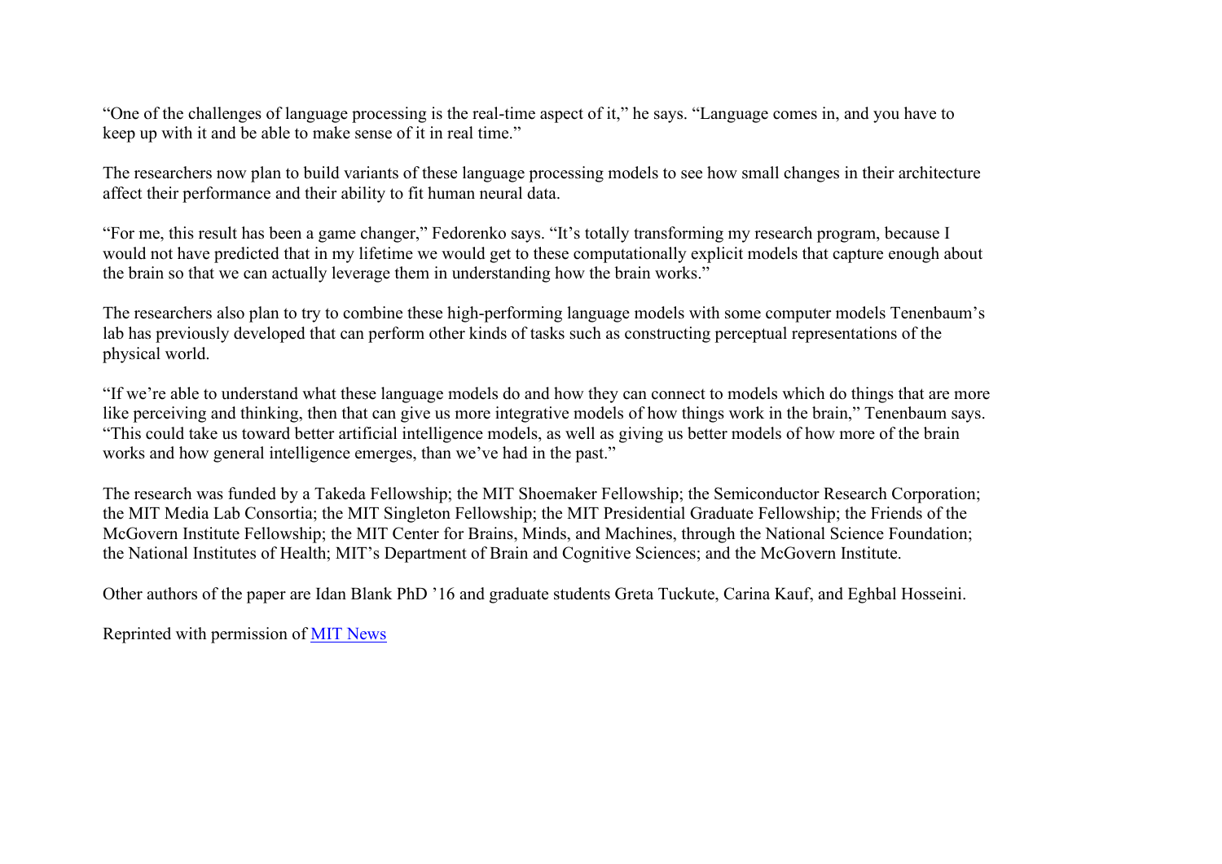"One of the challenges of language processing is the real-time aspect of it," he says. "Language comes in, and you have to keep up with it and be able to make sense of it in real time."

The researchers now plan to build variants of these language processing models to see how small changes in their architecture affect their performance and their ability to fit human neural data.

"For me, this result has been a game changer," Fedorenko says. "It's totally transforming my research program, because I would not have predicted that in my lifetime we would get to these computationally explicit models that capture enough about the brain so that we can actually leverage them in understanding how the brain works."

The researchers also plan to try to combine these high-performing language models with some computer models Tenenbaum's lab has previously developed that can perform other kinds of tasks such as constructing perceptual representations of the physical world.

"If we're able to understand what these language models do and how they can connect to models which do things that are more like perceiving and thinking, then that can give us more integrative models of how things work in the brain," Tenenbaum says. "This could take us toward better artificial intelligence models, as well as giving us better models of how more of the brain works and how general intelligence emerges, than we've had in the past."

The research was funded by a Takeda Fellowship; the MIT Shoemaker Fellowship; the Semiconductor Research Corporation; the MIT Media Lab Consortia; the MIT Singleton Fellowship; the MIT Presidential Graduate Fellowship; the Friends of the McGovern Institute Fellowship; the MIT Center for Brains, Minds, and Machines, through the National Science Foundation; the National Institutes of Health; MIT's Department of Brain and Cognitive Sciences; and the McGovern Institute.

Other authors of the paper are Idan Blank PhD '16 and graduate students Greta Tuckute, Carina Kauf, and Eghbal Hosseini.

Reprinted with permission of [MIT News]